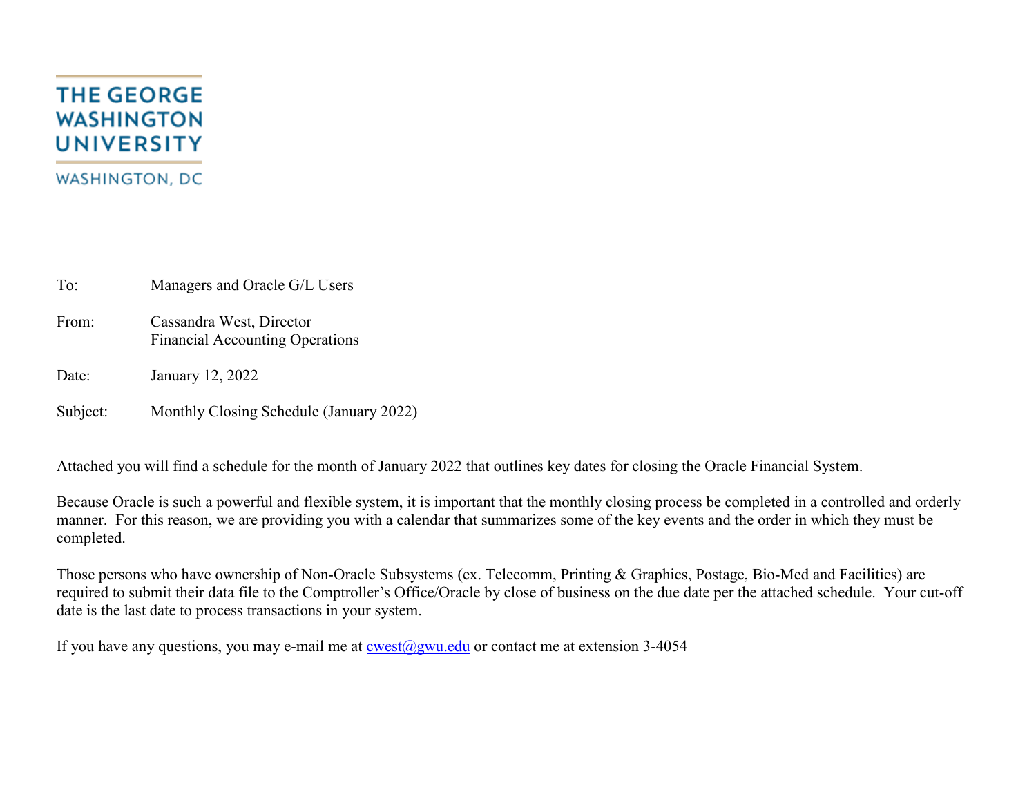THE GEORGE WASHINGTON UNIVERSITY

WASHINGTON, DC

To: Managers and Oracle G/L Users

From: Cassandra West, Director
Financial Accounting Operations

Date: January 12, 2022

Subject: Monthly Closing Schedule (January 2022)

Attached you will find a schedule for the month of January 2022 that outlines key dates for closing the Oracle Financial System.

Because Oracle is such a powerful and flexible system, it is important that the monthly closing process be completed in a controlled and orderly manner. For this reason, we are providing you with a calendar that summarizes some of the key events and the order in which they must be completed.

Those persons who have ownership of Non-Oracle Subsystems (ex. Telecomm, Printing & Graphics, Postage, Bio-Med and Facilities) are required to submit their data file to the Comptroller's Office/Oracle by close of business on the due date per the attached schedule. Your cut-off date is the last date to process transactions in your system.

If you have any questions, you may e-mail me at cwest@gwu.edu or contact me at extension 3-4054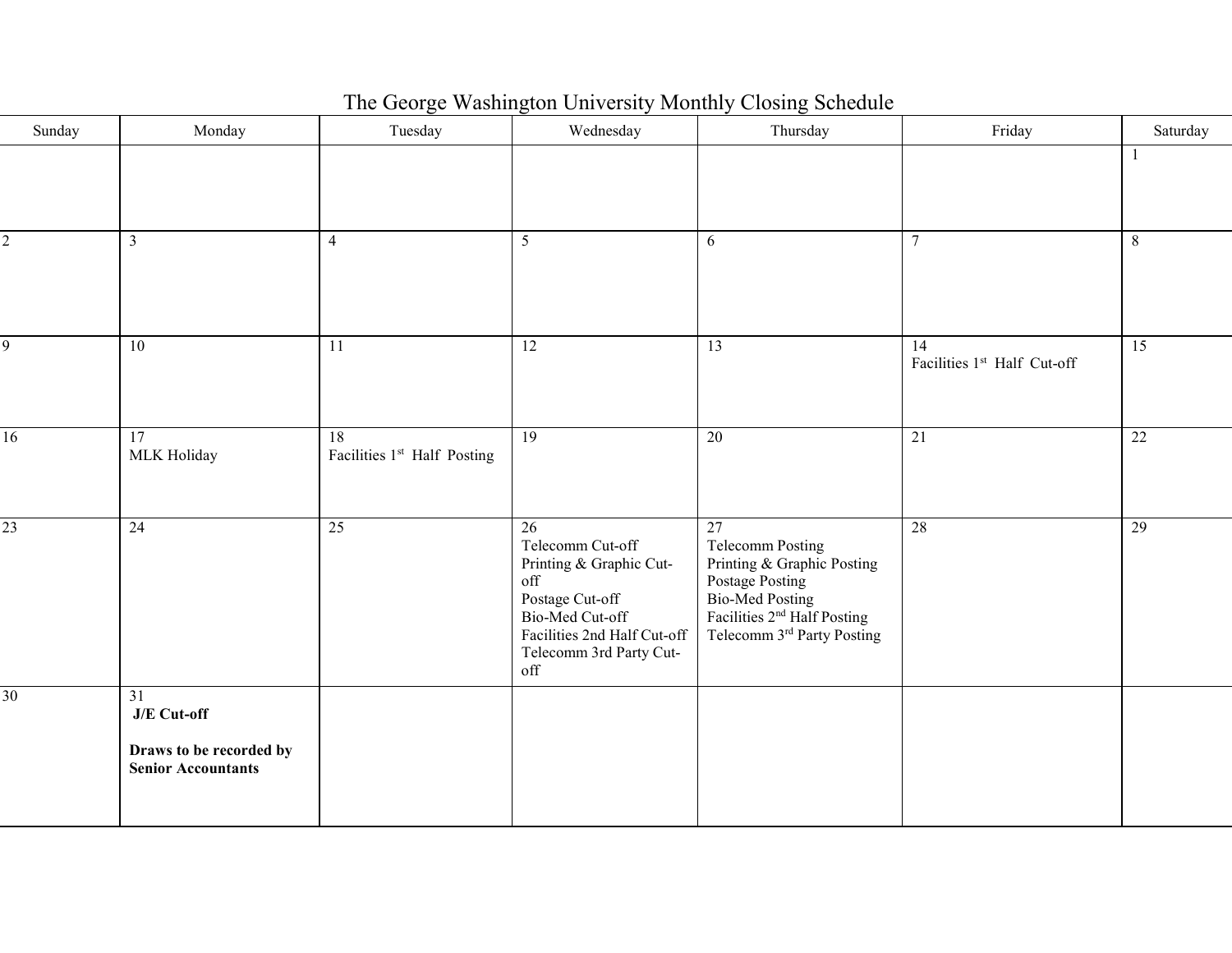# The George Washington University Monthly Closing Schedule

| Sunday | Monday | Tuesday | Wednesday | Thursday | Friday | Saturday |
|---|---|---|---|---|---|---|
| | | | | | | 1 |
| 2 | 3 | 4 | 5 | 6 | 7 | 8 |
| 9 | 10 | 11 | 12 | 13 | 14<br>Facilities 1st Half Cut-off | 15 |
| 16 | 17<br>MLK Holiday | 18<br>Facilities 1st Half Posting | 19 | 20 | 21 | 22 |
| 23 | 24 | 25 | 26<br>Telecomm Cut-off<br>Printing & Graphic Cut-off<br>Postage Cut-off<br>Bio-Med Cut-off<br>Facilities 2nd Half Cut-off<br>Telecomm 3rd Party Cut-off | 27<br>Telecomm Posting<br>Printing & Graphic Posting<br>Postage Posting<br>Bio-Med Posting<br>Facilities 2nd Half Posting<br>Telecomm 3rd Party Posting | 28 | 29 |
| 30 | 31<br>**J/E Cut-off**<br><br>**Draws to be recorded by Senior Accountants** | | | | | |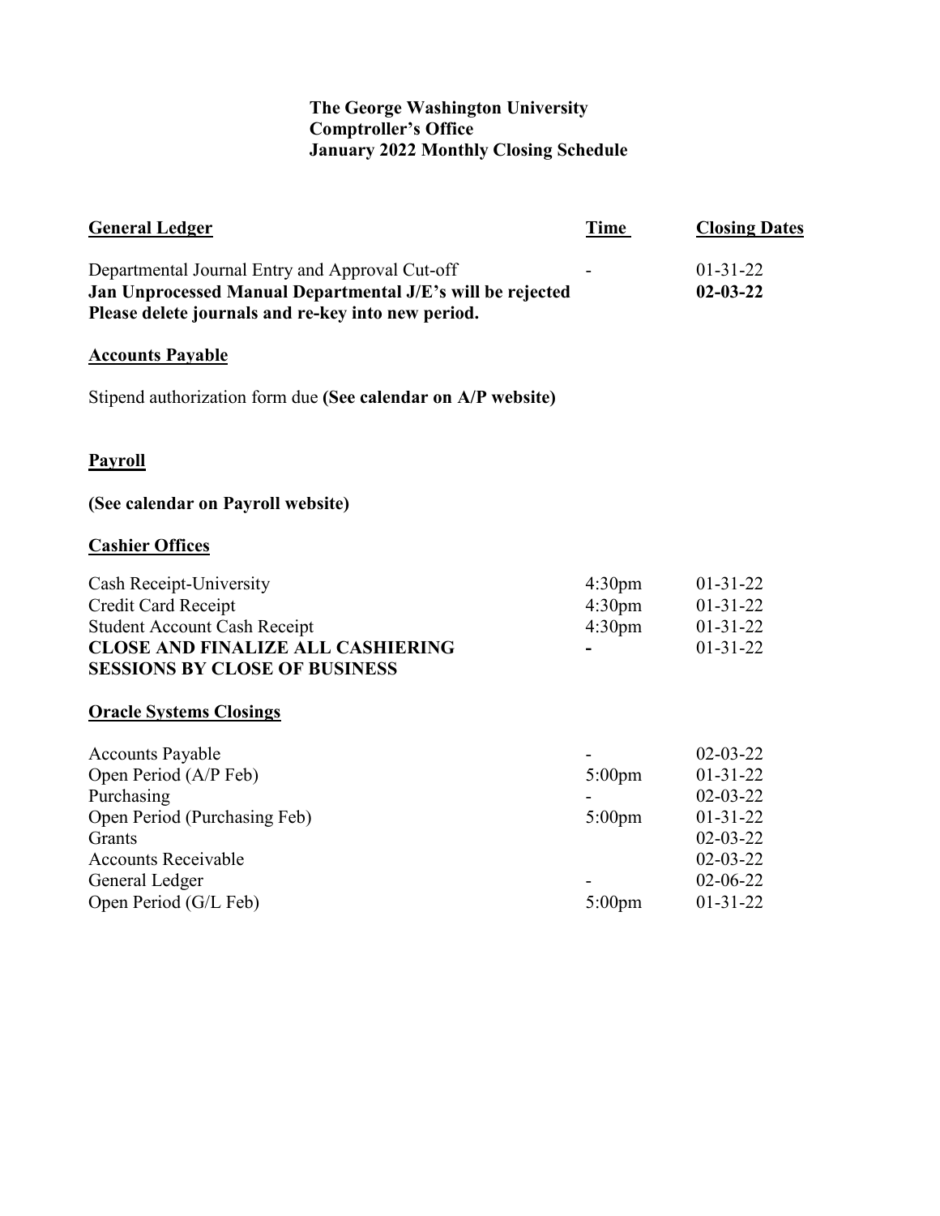**The George Washington University**
**Comptroller's Office**
**January 2022 Monthly Closing Schedule**

| **General Ledger** | **Time** | **Closing Dates** |
|---|---|---|
| Departmental Journal Entry and Approval Cut-off | - | 01-31-22 |
| **Jan Unprocessed Manual Departmental J/E's will be rejected** | | **02-03-22** |
| **Please delete journals and re-key into new period.** | | |

**Accounts Payable**

Stipend authorization form due **(See calendar on A/P website)**

**Payroll**

**(See calendar on Payroll website)**

| **Cashier Offices** | | |
|---|---|---|
| Cash Receipt-University | 4:30pm | 01-31-22 |
| Credit Card Receipt | 4:30pm | 01-31-22 |
| Student Account Cash Receipt | 4:30pm | 01-31-22 |
| **CLOSE AND FINALIZE ALL CASHIERING SESSIONS BY CLOSE OF BUSINESS** | **-** | 01-31-22 |

| **Oracle Systems Closings** | | |
|---|---|---|
| Accounts Payable | - | 02-03-22 |
| Open Period (A/P Feb) | 5:00pm | 01-31-22 |
| Purchasing | - | 02-03-22 |
| Open Period (Purchasing Feb) | 5:00pm | 01-31-22 |
| Grants | | 02-03-22 |
| Accounts Receivable | | 02-03-22 |
| General Ledger | - | 02-06-22 |
| Open Period (G/L Feb) | 5:00pm | 01-31-22 |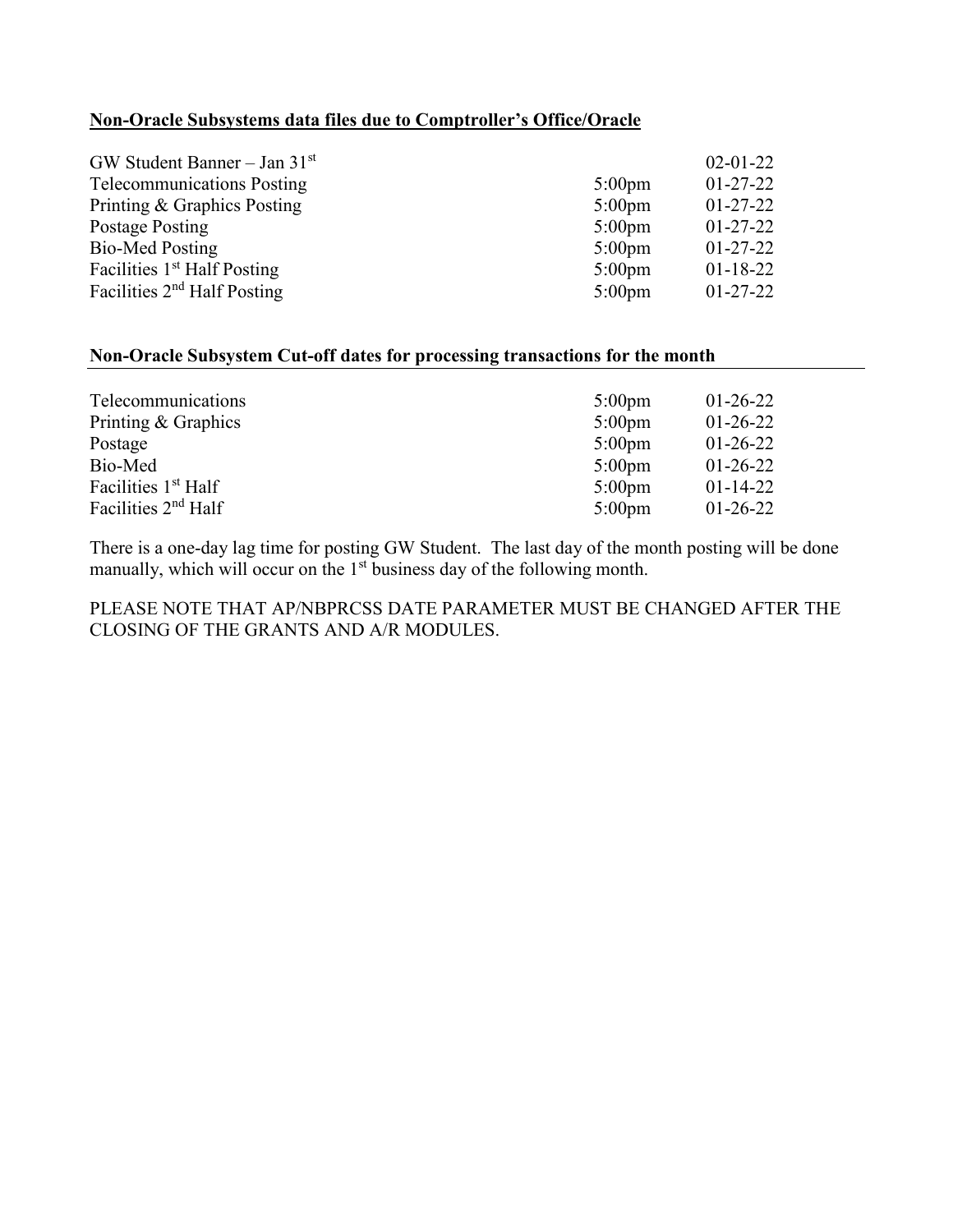**Non-Oracle Subsystems data files due to Comptroller's Office/Oracle**

| | | |
|---|---|---|
| GW Student Banner – Jan 31st | | 02-01-22 |
| Telecommunications Posting | 5:00pm | 01-27-22 |
| Printing & Graphics Posting | 5:00pm | 01-27-22 |
| Postage Posting | 5:00pm | 01-27-22 |
| Bio-Med Posting | 5:00pm | 01-27-22 |
| Facilities 1st Half Posting | 5:00pm | 01-18-22 |
| Facilities 2nd Half Posting | 5:00pm | 01-27-22 |

**Non-Oracle Subsystem Cut-off dates for processing transactions for the month**

| | | |
|---|---|---|
| Telecommunications | 5:00pm | 01-26-22 |
| Printing & Graphics | 5:00pm | 01-26-22 |
| Postage | 5:00pm | 01-26-22 |
| Bio-Med | 5:00pm | 01-26-22 |
| Facilities 1st Half | 5:00pm | 01-14-22 |
| Facilities 2nd Half | 5:00pm | 01-26-22 |

There is a one-day lag time for posting GW Student. The last day of the month posting will be done manually, which will occur on the 1st business day of the following month.

PLEASE NOTE THAT AP/NBPRCSS DATE PARAMETER MUST BE CHANGED AFTER THE CLOSING OF THE GRANTS AND A/R MODULES.